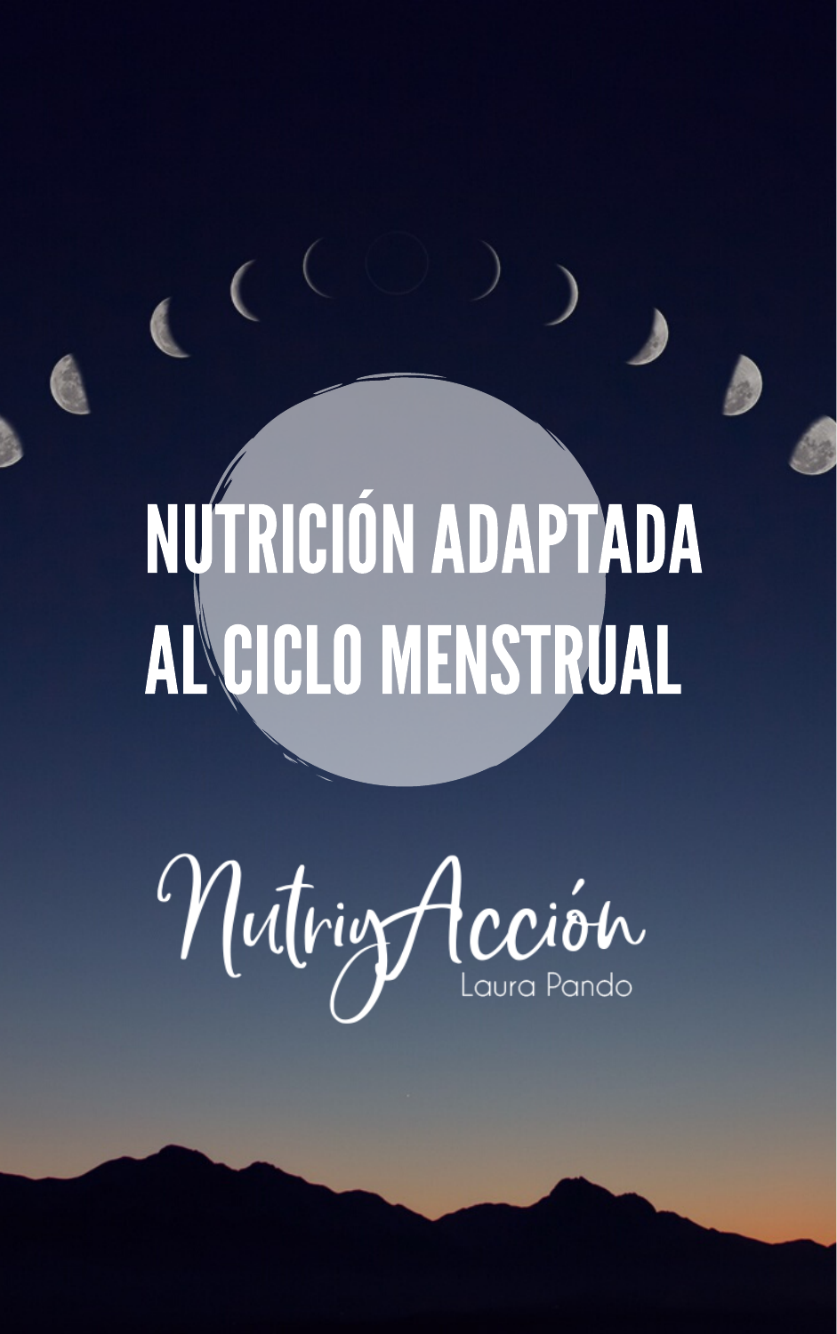# NUTRICIÓN ADAPTADA AL CICLO MENSTRUAL

NutriyAcción

Laura Pando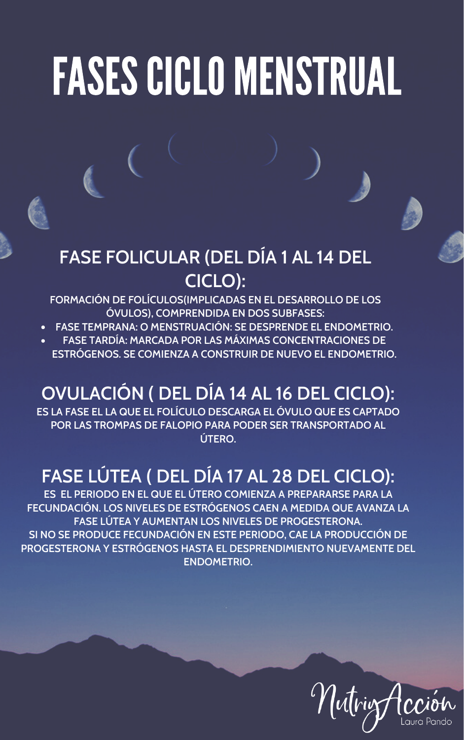# FASES CICLO MENSTRUAL

## FASE FOLICULAR (DEL DÍA 1 AL 14 DEL CICLO):

FORMACIÓN DE FOLÍCULOS(IMPLICADAS EN EL DESARROLLO DE LOS ÓVULOS), COMPRENDIDA EN DOS SUBFASES:

- FASE TEMPRANA: O MENSTRUACIÓN: SE DESPRENDE EL ENDOMETRIO.
- FASE TARDÍA: MARCADA POR LAS MÁXIMAS CONCENTRACIONES DE ESTRÓGENOS. SE COMIENZA A CONSTRUIR DE NUEVO EL ENDOMETRIO.

## OVULACIÓN ( DEL DÍA 14 AL 16 DEL CICLO):

ES LA FASE EL LA QUE EL FOLÍCULO DESCARGA EL ÓVULO QUE ES CAPTADO POR LAS TROMPAS DE FALOPIO PARA PODER SER TRANSPORTADO AL ÚTERO.

## FASE LÚTEA ( DEL DÍA 17 AL 28 DEL CICLO):

ES EL PERIODO EN EL QUE EL ÚTERO COMIENZA A PREPARARSE PARA LA FECUNDACIÓN. LOS NIVELES DE ESTRÓGENOS CAEN A MEDIDA QUE AVANZA LA FASE LÚTEA Y AUMENTAN LOS NIVELES DE PROGESTERONA.
SI NO SE PRODUCE FECUNDACIÓN EN ESTE PERIODO, CAE LA PRODUCCIÓN DE PROGESTERONA Y ESTRÓGENOS HASTA EL DESPRENDIMIENTO NUEVAMENTE DEL ENDOMETRIO.

NutriyAcción
Laura Pando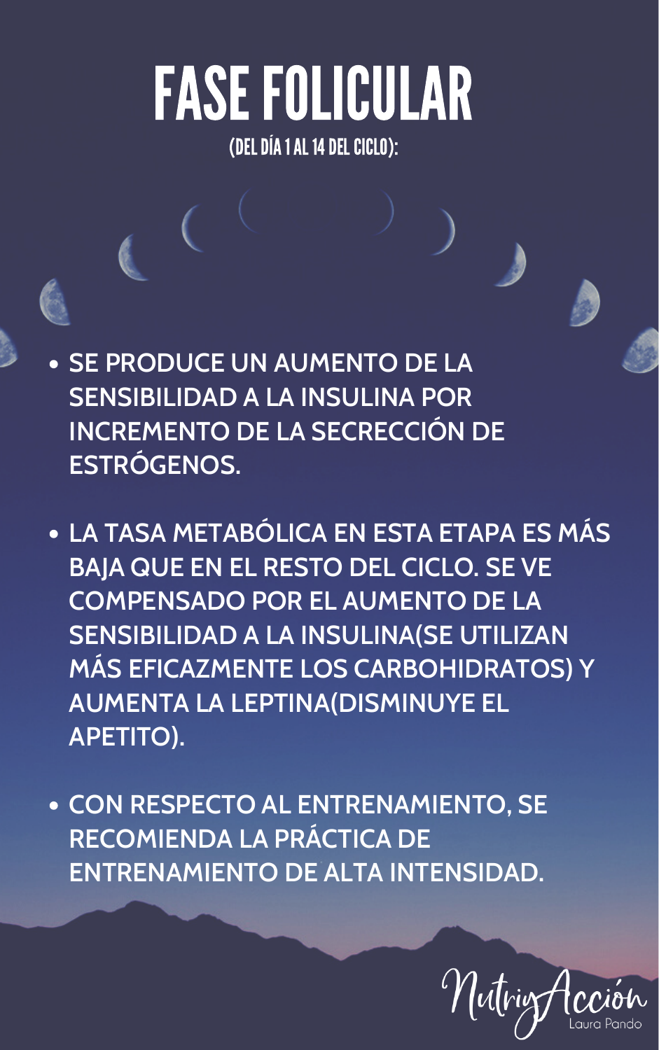# FASE FOLICULAR

(DEL DÍA 1 AL 14 DEL CICLO):

- SE PRODUCE UN AUMENTO DE LA SENSIBILIDAD A LA INSULINA POR INCREMENTO DE LA SECRECCIÓN DE ESTRÓGENOS.
- LA TASA METABÓLICA EN ESTA ETAPA ES MÁS BAJA QUE EN EL RESTO DEL CICLO. SE VE COMPENSADO POR EL AUMENTO DE LA SENSIBILIDAD A LA INSULINA(SE UTILIZAN MÁS EFICAZMENTE LOS CARBOHIDRATOS) Y AUMENTA LA LEPTINA(DISMINUYE EL APETITO).
- CON RESPECTO AL ENTRENAMIENTO, SE RECOMIENDA LA PRÁCTICA DE ENTRENAMIENTO DE ALTA INTENSIDAD.

NutriyAcción
Laura Pando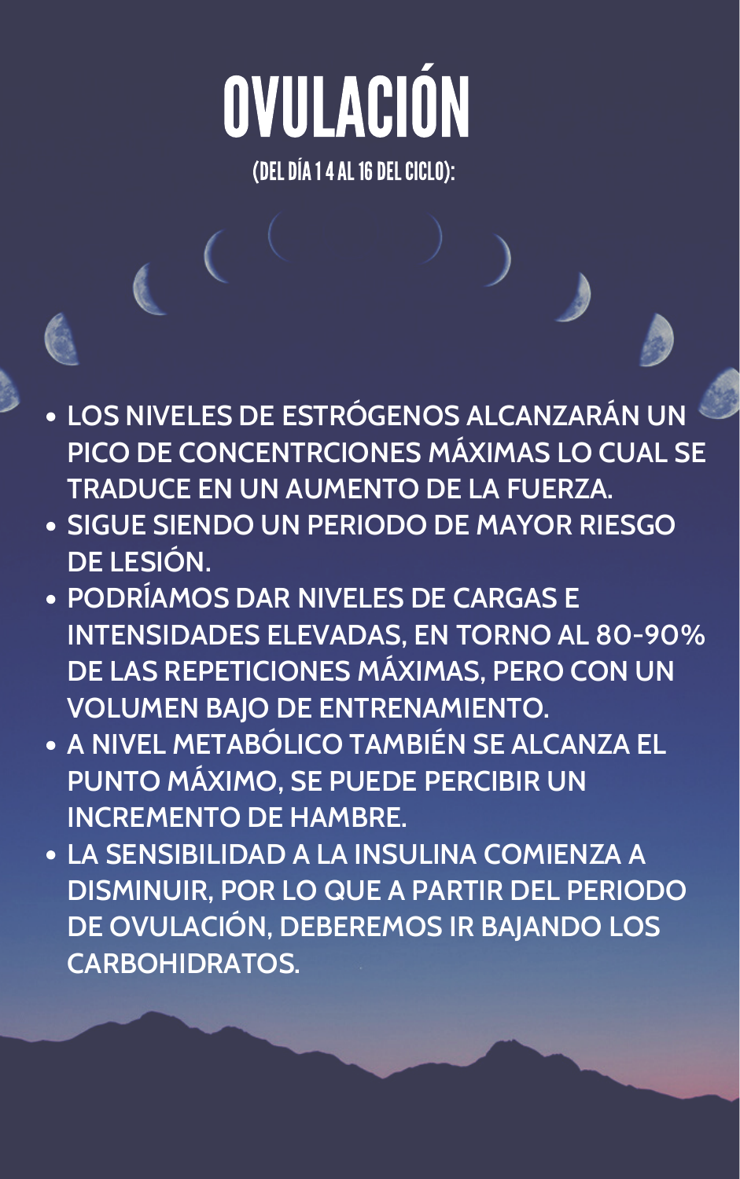# OVULACIÓN

## (DEL DÍA 1 4 AL 16 DEL CICLO):

- LOS NIVELES DE ESTRÓGENOS ALCANZARÁN UN PICO DE CONCENTRCIONES MÁXIMAS LO CUAL SE TRADUCE EN UN AUMENTO DE LA FUERZA.
- SIGUE SIENDO UN PERIODO DE MAYOR RIESGO DE LESIÓN.
- PODRÍAMOS DAR NIVELES DE CARGAS E INTENSIDADES ELEVADAS, EN TORNO AL 80-90% DE LAS REPETICIONES MÁXIMAS, PERO CON UN VOLUMEN BAJO DE ENTRENAMIENTO.
- A NIVEL METABÓLICO TAMBIÉN SE ALCANZA EL PUNTO MÁXIMO, SE PUEDE PERCIBIR UN INCREMENTO DE HAMBRE.
- LA SENSIBILIDAD A LA INSULINA COMIENZA A DISMINUIR, POR LO QUE A PARTIR DEL PERIODO DE OVULACIÓN, DEBEREMOS IR BAJANDO LOS CARBOHIDRATOS.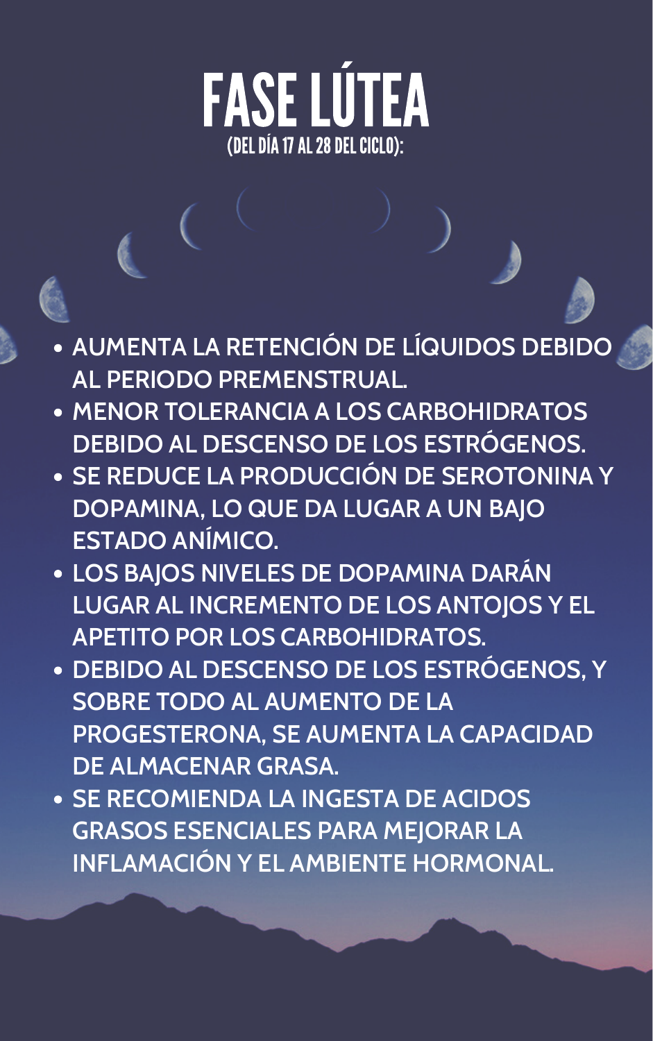# FASE LÚTEA

## (DEL DÍA 17 AL 28 DEL CICLO):

- AUMENTA LA RETENCIÓN DE LÍQUIDOS DEBIDO AL PERIODO PREMENSTRUAL.
- MENOR TOLERANCIA A LOS CARBOHIDRATOS DEBIDO AL DESCENSO DE LOS ESTRÓGENOS.
- SE REDUCE LA PRODUCCIÓN DE SEROTONINA Y DOPAMINA, LO QUE DA LUGAR A UN BAJO ESTADO ANÍMICO.
- LOS BAJOS NIVELES DE DOPAMINA DARÁN LUGAR AL INCREMENTO DE LOS ANTOJOS Y EL APETITO POR LOS CARBOHIDRATOS.
- DEBIDO AL DESCENSO DE LOS ESTRÓGENOS, Y SOBRE TODO AL AUMENTO DE LA PROGESTERONA, SE AUMENTA LA CAPACIDAD DE ALMACENAR GRASA.
- SE RECOMIENDA LA INGESTA DE ACIDOS GRASOS ESENCIALES PARA MEJORAR LA INFLAMACIÓN Y EL AMBIENTE HORMONAL.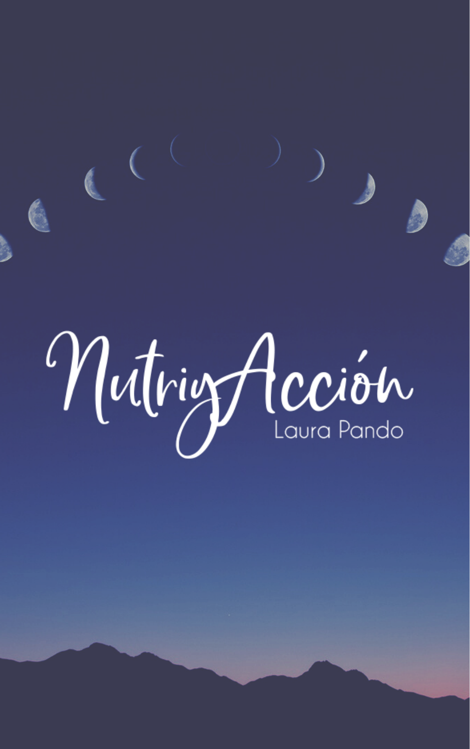# NutriyAcción

Laura Pando